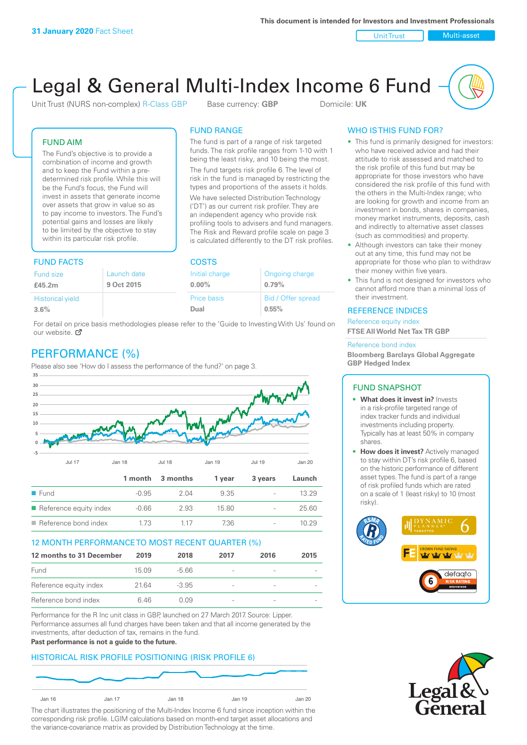**31 January 2020** Fact Sheet

This document is intended for Investors and Investment Professionals

Unit Trust | Multi-asset

# Legal & General Multi-Index Income 6 Fund

Unit Trust (NURS non-complex) R-Class GBP    Base currency: **GBP**    Domicile: **UK**

## FUND AIM

The Fund's objective is to provide a combination of income and growth and to keep the Fund within a pre-determined risk profile. While this will be the Fund's focus, the Fund will invest in assets that generate income over assets that grow in value so as to pay income to investors. The Fund's potential gains and losses are likely to be limited by the objective to stay within its particular risk profile.

## FUND RANGE

The fund is part of a range of risk targeted funds. The risk profile ranges from 1-10 with 1 being the least risky, and 10 being the most.

The fund targets risk profile 6. The level of risk in the fund is managed by restricting the types and proportions of the assets it holds. We have selected Distribution Technology ('DT') as our current risk profiler. They are an independent agency who provide risk profiling tools to advisers and fund managers. The Risk and Reward profile scale on page 3 is calculated differently to the DT risk profiles.

## FUND FACTS

| Fund size | Launch date |
|---|---|
| **£45.2m** | **9 Oct 2015** |
| Historical yield | |
| **3.6%** | |

## COSTS

| Initial charge | Ongoing charge |
|---|---|
| **0.00%** | **0.79%** |
| Price basis | Bid / Offer spread |
| **Dual** | **0.55%** |

For detail on price basis methodologies please refer to the 'Guide to Investing With Us' found on our website.

## WHO IS THIS FUND FOR?

- This fund is primarily designed for investors: who have received advice and had their attitude to risk assessed and matched to the risk profile of this fund but may be appropriate for those investors who have considered the risk profile of this fund with the others in the Multi-Index range; who are looking for growth and income from an investment in bonds, shares in companies, money market instruments, deposits, cash and indirectly to alternative asset classes (such as commodities) and property.
- Although investors can take their money out at any time, this fund may not be appropriate for those who plan to withdraw their money within five years.
- This fund is not designed for investors who cannot afford more than a minimal loss of their investment.

## REFERENCE INDICES

Reference equity index
**FTSE All World Net Tax TR GBP**

Reference bond index
**Bloomberg Barclays Global Aggregate GBP Hedged Index**

## FUND SNAPSHOT

- **What does it invest in?** Invests in a risk-profile targeted range of index tracker funds and individual investments including property. Typically has at least 50% in company shares.
- **How does it invest?** Actively managed to stay within DT's risk profile 6, based on the historic performance of different asset types. The fund is part of a range of risk profiled funds which are rated on a scale of 1 (least risky) to 10 (most risky).

## PERFORMANCE (%)

Please also see 'How do I assess the performance of the fund?' on page 3.

| | 1 month | 3 months | 1 year | 3 years | Launch |
|---|---|---|---|---|---|
| Fund | -0.95 | 2.04 | 9.35 | - | 13.29 |
| Reference equity index | -0.66 | 2.93 | 15.80 | - | 25.60 |
| Reference bond index | 1.73 | 1.17 | 7.36 | - | 10.29 |

## 12 MONTH PERFORMANCE TO MOST RECENT QUARTER (%)

| 12 months to 31 December | 2019 | 2018 | 2017 | 2016 | 2015 |
|---|---|---|---|---|---|
| Fund | 15.09 | -5.66 | - | - | - |
| Reference equity index | 21.64 | -3.95 | - | - | - |
| Reference bond index | 6.46 | 0.09 | - | - | - |

Performance for the R Inc unit class in GBP, launched on 27 March 2017. Source: Lipper. Performance assumes all fund charges have been taken and that all income generated by the investments, after deduction of tax, remains in the fund.

**Past performance is not a guide to the future.**

## HISTORICAL RISK PROFILE POSITIONING (RISK PROFILE 6)

The chart illustrates the positioning of the Multi-Index Income 6 fund since inception within the corresponding risk profile. LGIM calculations based on month-end target asset allocations and the variance-covariance matrix as provided by Distribution Technology at the time.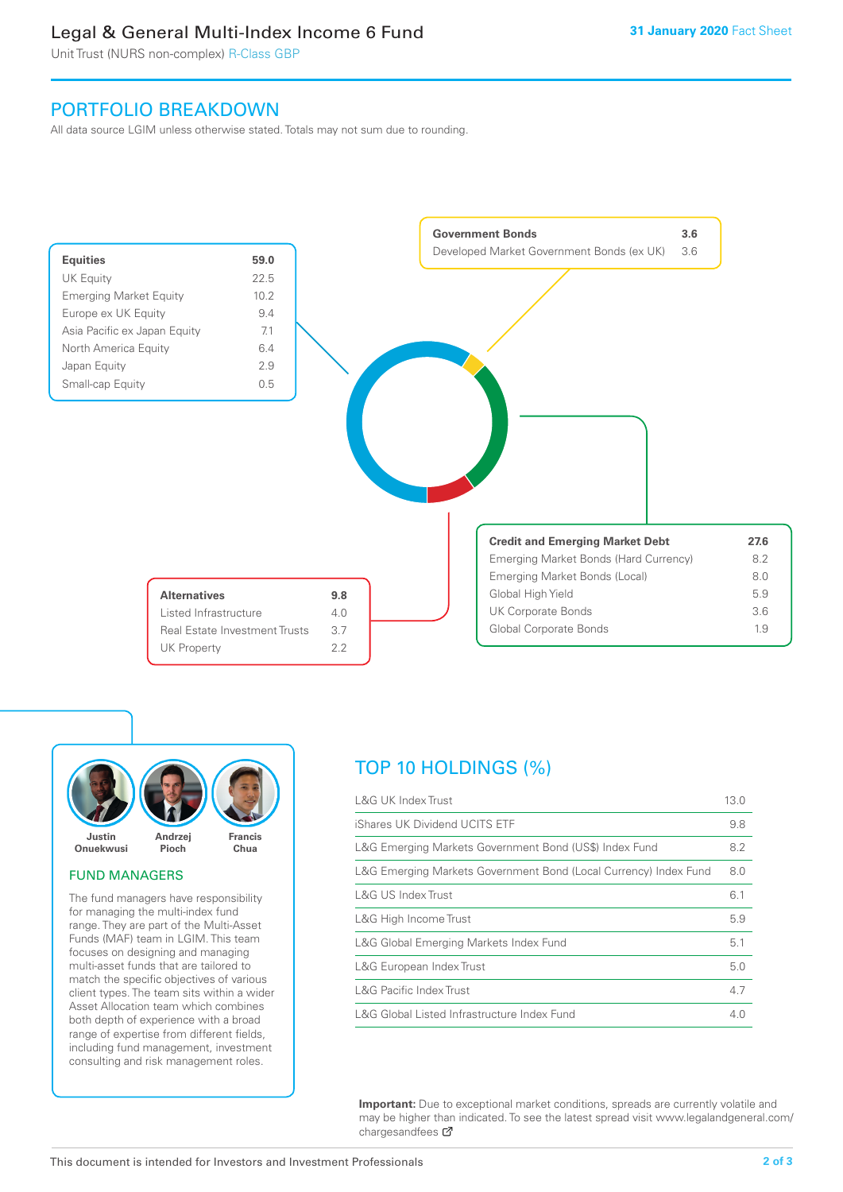# Legal & General Multi-Index Income 6 Fund

Unit Trust (NURS non-complex) R-Class GBP

31 January 2020 Fact Sheet

## PORTFOLIO BREAKDOWN

All data source LGIM unless otherwise stated. Totals may not sum due to rounding.

| Equities | 59.0 |
|---|---|
| UK Equity | 22.5 |
| Emerging Market Equity | 10.2 |
| Europe ex UK Equity | 9.4 |
| Asia Pacific ex Japan Equity | 7.1 |
| North America Equity | 6.4 |
| Japan Equity | 2.9 |
| Small-cap Equity | 0.5 |

| Government Bonds | 3.6 |
|---|---|
| Developed Market Government Bonds (ex UK) | 3.6 |

| Credit and Emerging Market Debt | 27.6 |
|---|---|
| Emerging Market Bonds (Hard Currency) | 8.2 |
| Emerging Market Bonds (Local) | 8.0 |
| Global High Yield | 5.9 |
| UK Corporate Bonds | 3.6 |
| Global Corporate Bonds | 1.9 |

| Alternatives | 9.8 |
|---|---|
| Listed Infrastructure | 4.0 |
| Real Estate Investment Trusts | 3.7 |
| UK Property | 2.2 |

Justin Onuekwusi, Andrzej Pioch, Francis Chua

### FUND MANAGERS

The fund managers have responsibility for managing the multi-index fund range. They are part of the Multi-Asset Funds (MAF) team in LGIM. This team focuses on designing and managing multi-asset funds that are tailored to match the specific objectives of various client types. The team sits within a wider Asset Allocation team which combines both depth of experience with a broad range of expertise from different fields, including fund management, investment consulting and risk management roles.

## TOP 10 HOLDINGS (%)

| Holding | % |
|---|---|
| L&G UK Index Trust | 13.0 |
| iShares UK Dividend UCITS ETF | 9.8 |
| L&G Emerging Markets Government Bond (US$) Index Fund | 8.2 |
| L&G Emerging Markets Government Bond (Local Currency) Index Fund | 8.0 |
| L&G US Index Trust | 6.1 |
| L&G High Income Trust | 5.9 |
| L&G Global Emerging Markets Index Fund | 5.1 |
| L&G European Index Trust | 5.0 |
| L&G Pacific Index Trust | 4.7 |
| L&G Global Listed Infrastructure Index Fund | 4.0 |

**Important:** Due to exceptional market conditions, spreads are currently volatile and may be higher than indicated. To see the latest spread visit www.legalandgeneral.com/chargesandfees

This document is intended for Investors and Investment Professionals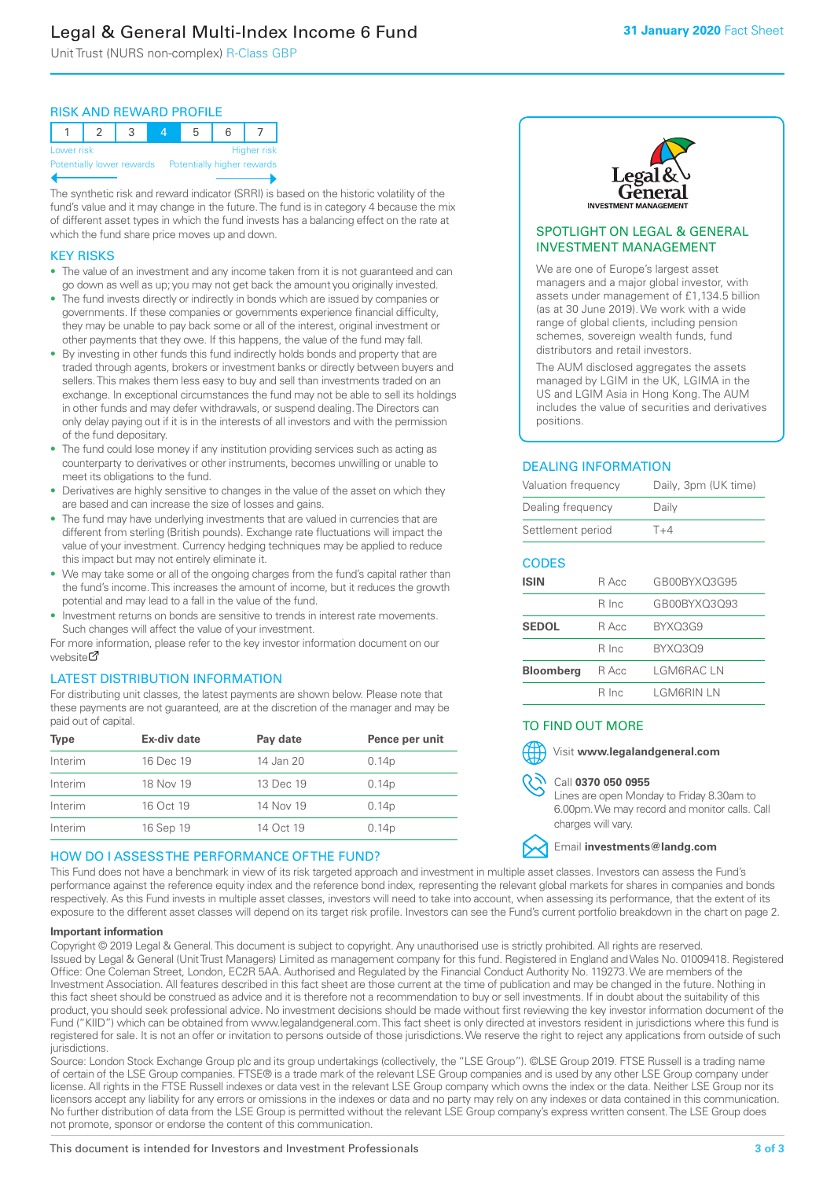# Legal & General Multi-Index Income 6 Fund

Unit Trust (NURS non-complex) R-Class GBP

**31 January 2020** Fact Sheet

## RISK AND REWARD PROFILE

| 1 | 2 | 3 | 4 | 5 | 6 | 7 |
|---|---|---|---|---|---|---|

Lower risk — Higher risk

Potentially lower rewards — Potentially higher rewards

The synthetic risk and reward indicator (SRRI) is based on the historic volatility of the fund's value and it may change in the future. The fund is in category 4 because the mix of different asset types in which the fund invests has a balancing effect on the rate at which the fund share price moves up and down.

## KEY RISKS

- The value of an investment and any income taken from it is not guaranteed and can go down as well as up; you may not get back the amount you originally invested.
- The fund invests directly or indirectly in bonds which are issued by companies or governments. If these companies or governments experience financial difficulty, they may be unable to pay back some or all of the interest, original investment or other payments that they owe. If this happens, the value of the fund may fall.
- By investing in other funds this fund indirectly holds bonds and property that are traded through agents, brokers or investment banks or directly between buyers and sellers. This makes them less easy to buy and sell than investments traded on an exchange. In exceptional circumstances the fund may not be able to sell its holdings in other funds and may defer withdrawals, or suspend dealing. The Directors can only delay paying out if it is in the interests of all investors and with the permission of the fund depositary.
- The fund could lose money if any institution providing services such as acting as counterparty to derivatives or other instruments, becomes unwilling or unable to meet its obligations to the fund.
- Derivatives are highly sensitive to changes in the value of the asset on which they are based and can increase the size of losses and gains.
- The fund may have underlying investments that are valued in currencies that are different from sterling (British pounds). Exchange rate fluctuations will impact the value of your investment. Currency hedging techniques may be applied to reduce this impact but may not entirely eliminate it.
- We may take some or all of the ongoing charges from the fund's capital rather than the fund's income. This increases the amount of income, but it reduces the growth potential and may lead to a fall in the value of the fund.
- Investment returns on bonds are sensitive to trends in interest rate movements. Such changes will affect the value of your investment.

For more information, please refer to the key investor information document on our website

## LATEST DISTRIBUTION INFORMATION

For distributing unit classes, the latest payments are shown below. Please note that these payments are not guaranteed, are at the discretion of the manager and may be paid out of capital.

| Type | Ex-div date | Pay date | Pence per unit |
|---|---|---|---|
| Interim | 16 Dec 19 | 14 Jan 20 | 0.14p |
| Interim | 18 Nov 19 | 13 Dec 19 | 0.14p |
| Interim | 16 Oct 19 | 14 Nov 19 | 0.14p |
| Interim | 16 Sep 19 | 14 Oct 19 | 0.14p |

## SPOTLIGHT ON LEGAL & GENERAL INVESTMENT MANAGEMENT

We are one of Europe's largest asset managers and a major global investor, with assets under management of £1,134.5 billion (as at 30 June 2019). We work with a wide range of global clients, including pension schemes, sovereign wealth funds, fund distributors and retail investors.

The AUM disclosed aggregates the assets managed by LGIM in the UK, LGIMA in the US and LGIM Asia in Hong Kong. The AUM includes the value of securities and derivatives positions.

## DEALING INFORMATION

| | |
|---|---|
| Valuation frequency | Daily, 3pm (UK time) |
| Dealing frequency | Daily |
| Settlement period | T+4 |

## CODES

| | | |
|---|---|---|
| **ISIN** | R Acc | GB00BYXQ3G95 |
| | R Inc | GB00BYXQ3Q93 |
| **SEDOL** | R Acc | BYXQ3G9 |
| | R Inc | BYXQ3Q9 |
| **Bloomberg** | R Acc | LGM6RAC LN |
| | R Inc | LGM6RIN LN |

## TO FIND OUT MORE

Visit **www.legalandgeneral.com**

Call **0370 050 0955**
Lines are open Monday to Friday 8.30am to 6.00pm. We may record and monitor calls. Call charges will vary.

Email **investments@landg.com**

## HOW DO I ASSESS THE PERFORMANCE OF THE FUND?

This Fund does not have a benchmark in view of its risk targeted approach and investment in multiple asset classes. Investors can assess the Fund's performance against the reference equity index and the reference bond index, representing the relevant global markets for shares in companies and bonds respectively. As this Fund invests in multiple asset classes, investors will need to take into account, when assessing its performance, that the extent of its exposure to the different asset classes will depend on its target risk profile. Investors can see the Fund's current portfolio breakdown in the chart on page 2.

### Important information

Copyright © 2019 Legal & General. This document is subject to copyright. Any unauthorised use is strictly prohibited. All rights are reserved.
Issued by Legal & General (Unit Trust Managers) Limited as management company for this fund. Registered in England and Wales No. 01009418. Registered Office: One Coleman Street, London, EC2R 5AA. Authorised and Regulated by the Financial Conduct Authority No. 119273. We are members of the Investment Association. All features described in this fact sheet are those current at the time of publication and may be changed in the future. Nothing in this fact sheet should be construed as advice and it is therefore not a recommendation to buy or sell investments. If in doubt about the suitability of this product, you should seek professional advice. No investment decisions should be made without first reviewing the key investor information document of the Fund ("KIID") which can be obtained from www.legalandgeneral.com. This fact sheet is only directed at investors resident in jurisdictions where this fund is registered for sale. It is not an offer or invitation to persons outside of those jurisdictions. We reserve the right to reject any applications from outside of such jurisdictions.
Source: London Stock Exchange Group plc and its group undertakings (collectively, the "LSE Group"). ©LSE Group 2019. FTSE Russell is a trading name of certain of the LSE Group companies. FTSE® is a trade mark of the relevant LSE Group companies and is used by any other LSE Group company under license. All rights in the FTSE Russell indexes or data vest in the relevant LSE Group company which owns the index or the data. Neither LSE Group nor its licensors accept any liability for any errors or omissions in the indexes or data and no party may rely on any indexes or data contained in this communication. No further distribution of data from the LSE Group is permitted without the relevant LSE Group company's express written consent. The LSE Group does not promote, sponsor or endorse the content of this communication.

This document is intended for Investors and Investment Professionals